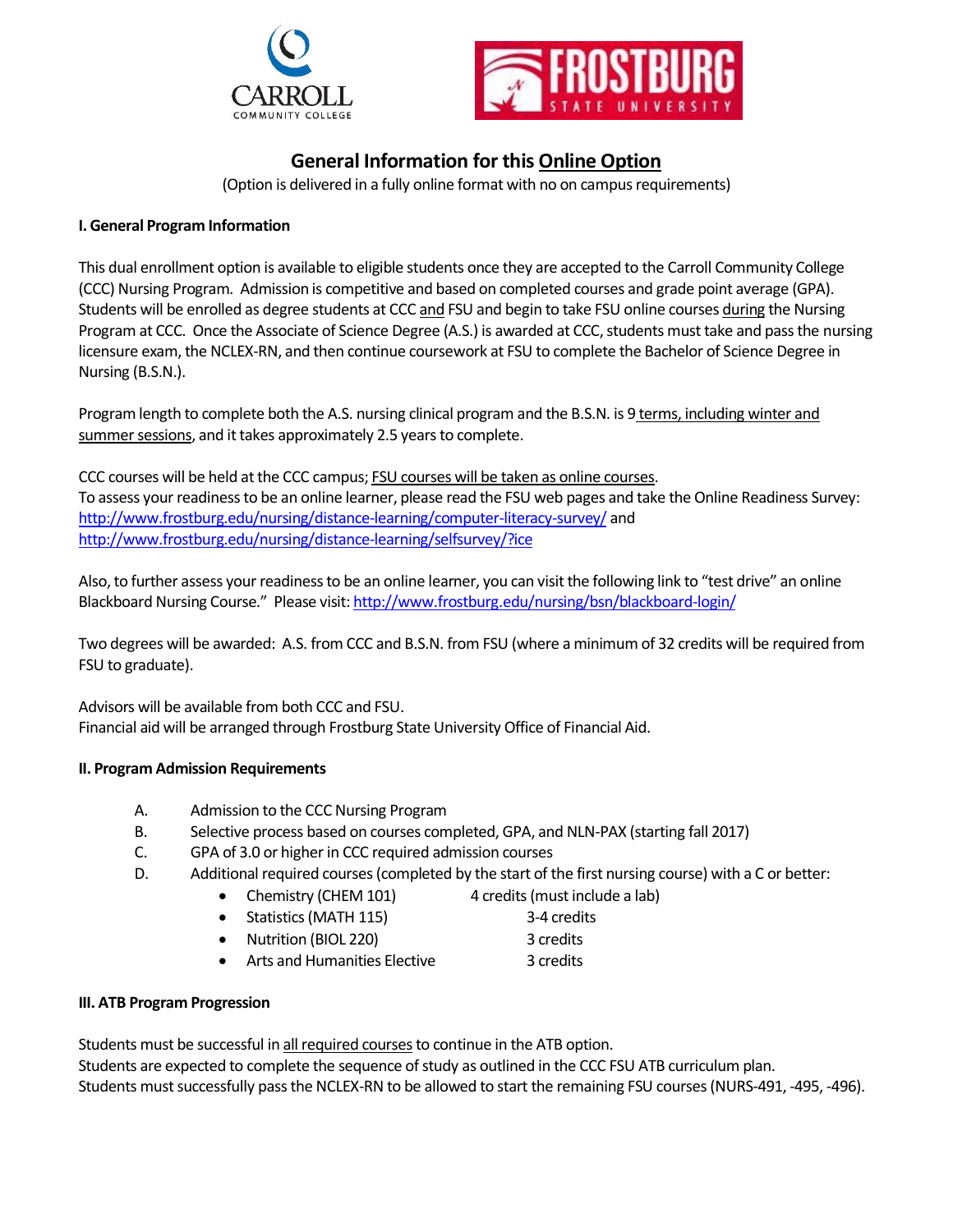# General Information for this Online Option

(Option is delivered in a fully online format with no on campus requirements)

## I. General Program Information

This dual enrollment option is available to eligible students once they are accepted to the Carroll Community College (CCC) Nursing Program. Admission is competitive and based on completed courses and grade point average (GPA). Students will be enrolled as degree students at CCC and FSU and begin to take FSU online courses during the Nursing Program at CCC. Once the Associate of Science Degree (A.S.) is awarded at CCC, students must take and pass the nursing licensure exam, the NCLEX-RN, and then continue coursework at FSU to complete the Bachelor of Science Degree in Nursing (B.S.N.).

Program length to complete both the A.S. nursing clinical program and the B.S.N. is 9 terms, including winter and summer sessions, and it takes approximately 2.5 years to complete.

CCC courses will be held at the CCC campus; FSU courses will be taken as online courses.
To assess your readiness to be an online learner, please read the FSU web pages and take the Online Readiness Survey: http://www.frostburg.edu/nursing/distance-learning/computer-literacy-survey/ and http://www.frostburg.edu/nursing/distance-learning/selfsurvey/?ice

Also, to further assess your readiness to be an online learner, you can visit the following link to "test drive" an online Blackboard Nursing Course." Please visit: http://www.frostburg.edu/nursing/bsn/blackboard-login/

Two degrees will be awarded: A.S. from CCC and B.S.N. from FSU (where a minimum of 32 credits will be required from FSU to graduate).

Advisors will be available from both CCC and FSU.
Financial aid will be arranged through Frostburg State University Office of Financial Aid.

## II. Program Admission Requirements

A. Admission to the CCC Nursing Program
B. Selective process based on courses completed, GPA, and NLN-PAX (starting fall 2017)
C. GPA of 3.0 or higher in CCC required admission courses
D. Additional required courses (completed by the start of the first nursing course) with a C or better:
   - Chemistry (CHEM 101) — 4 credits (must include a lab)
   - Statistics (MATH 115) — 3-4 credits
   - Nutrition (BIOL 220) — 3 credits
   - Arts and Humanities Elective — 3 credits

## III. ATB Program Progression

Students must be successful in all required courses to continue in the ATB option.
Students are expected to complete the sequence of study as outlined in the CCC FSU ATB curriculum plan.
Students must successfully pass the NCLEX-RN to be allowed to start the remaining FSU courses (NURS-491, -495, -496).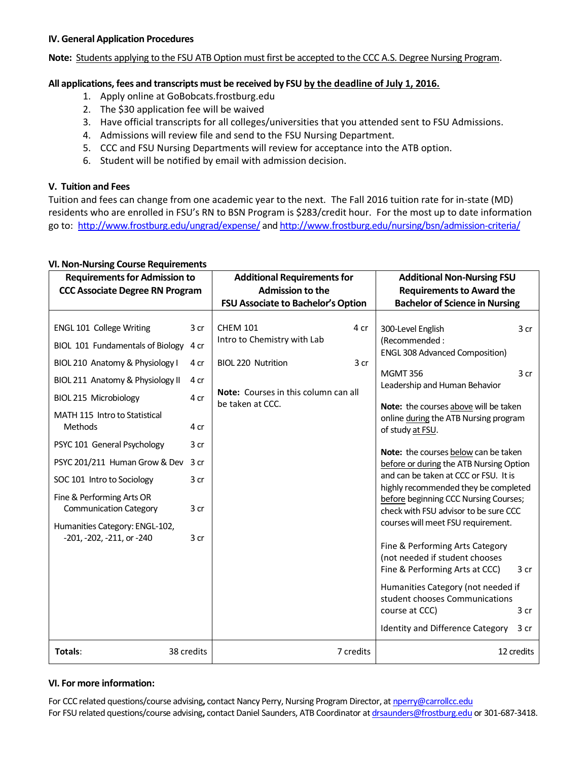### IV. General Application Procedures

**Note:** Students applying to the FSU ATB Option must first be accepted to the CCC A.S. Degree Nursing Program.

**All applications, fees and transcripts must be received by FSU by the deadline of July 1, 2016.**

1. Apply online at GoBobcats.frostburg.edu
2. The $30 application fee will be waived
3. Have official transcripts for all colleges/universities that you attended sent to FSU Admissions.
4. Admissions will review file and send to the FSU Nursing Department.
5. CCC and FSU Nursing Departments will review for acceptance into the ATB option.
6. Student will be notified by email with admission decision.

### V. Tuition and Fees

Tuition and fees can change from one academic year to the next. The Fall 2016 tuition rate for in-state (MD) residents who are enrolled in FSU's RN to BSN Program is $283/credit hour. For the most up to date information go to: http://www.frostburg.edu/ungrad/expense/ and http://www.frostburg.edu/nursing/bsn/admission-criteria/

### VI. Non-Nursing Course Requirements

| Requirements for Admission to CCC Associate Degree RN Program | | Additional Requirements for Admission to the FSU Associate to Bachelor's Option | | Additional Non-Nursing FSU Requirements to Award the Bachelor of Science in Nursing | |
|---|---|---|---|---|---|
| ENGL 101 College Writing | 3 cr | CHEM 101 Intro to Chemistry with Lab | 4 cr | 300-Level English (Recommended: ENGL 308 Advanced Composition) | 3 cr |
| BIOL 101 Fundamentals of Biology | 4 cr | BIOL 220 Nutrition | 3 cr | MGMT 356 Leadership and Human Behavior | 3 cr |
| BIOL 210 Anatomy & Physiology I | 4 cr | **Note:** Courses in this column can all be taken at CCC. | | **Note:** the courses above will be taken online during the ATB Nursing program of study at FSU. | |
| BIOL 211 Anatomy & Physiology II | 4 cr | | | **Note:** the courses below can be taken before or during the ATB Nursing Option and can be taken at CCC or FSU. It is highly recommended they be completed before beginning CCC Nursing Courses; check with FSU advisor to be sure CCC courses will meet FSU requirement. | |
| BIOL 215 Microbiology | 4 cr | | | Fine & Performing Arts Category (not needed if student chooses Fine & Performing Arts at CCC) | 3 cr |
| MATH 115 Intro to Statistical Methods | 4 cr | | | Humanities Category (not needed if student chooses Communications course at CCC) | 3 cr |
| PSYC 101 General Psychology | 3 cr | | | Identity and Difference Category | 3 cr |
| PSYC 201/211 Human Grow & Dev | 3 cr | | | | |
| SOC 101 Intro to Sociology | 3 cr | | | | |
| Fine & Performing Arts OR Communication Category | 3 cr | | | | |
| Humanities Category: ENGL-102, -201, -202, -211, or -240 | 3 cr | | | | |
| **Totals:** | 38 credits | | 7 credits | | 12 credits |

### VI. For more information:

For CCC related questions/course advising, contact Nancy Perry, Nursing Program Director, at nperry@carrollcc.edu
For FSU related questions/course advising, contact Daniel Saunders, ATB Coordinator at drsaunders@frostburg.edu or 301-687-3418.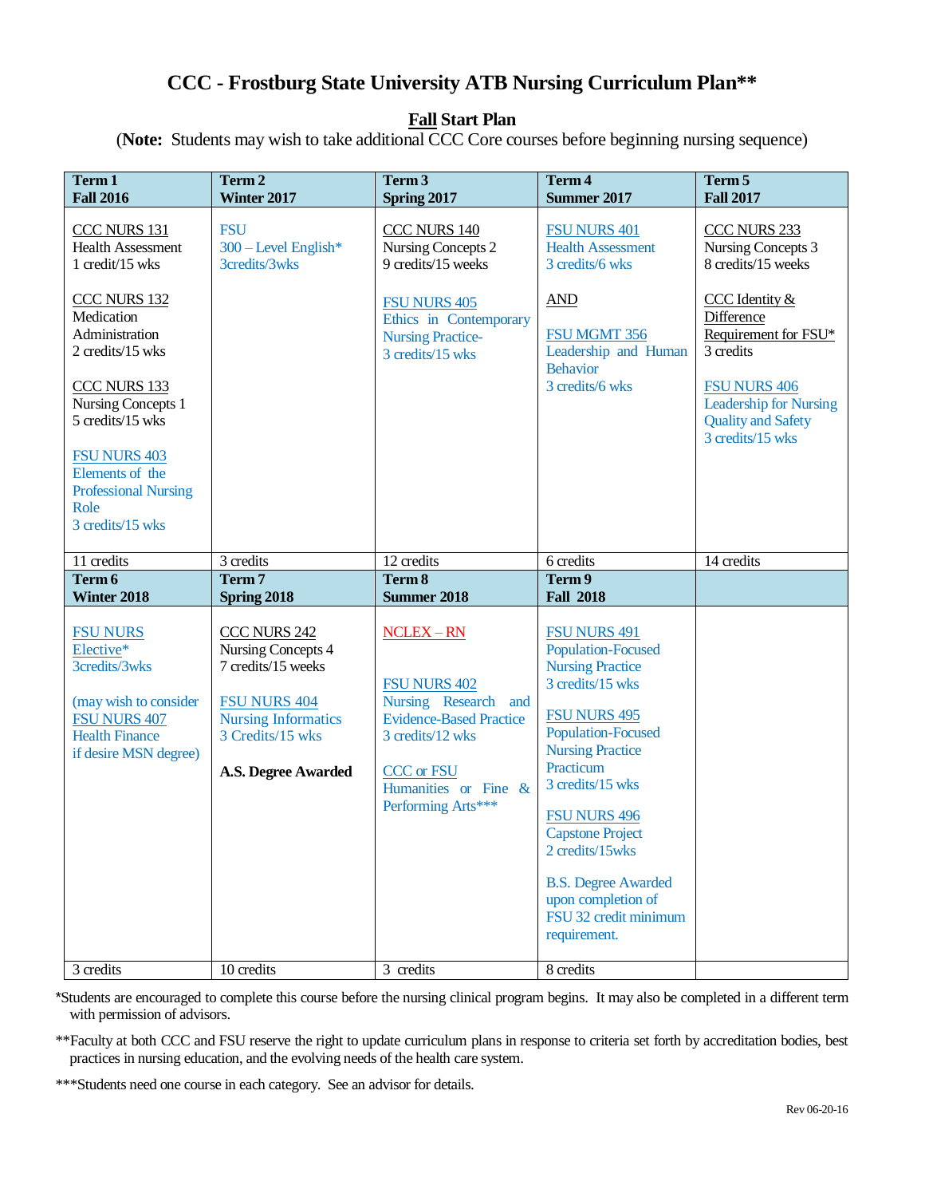# CCC - Frostburg State University ATB Nursing Curriculum Plan**

## **Fall** Start Plan

(**Note:** Students may wish to take additional CCC Core courses before beginning nursing sequence)

| Term 1<br>Fall 2016 | Term 2<br>Winter 2017 | Term 3<br>Spring 2017 | Term 4<br>Summer 2017 | Term 5<br>Fall 2017 |
|---|---|---|---|---|
| CCC NURS 131<br>Health Assessment<br>1 credit/15 wks<br><br>CCC NURS 132<br>Medication Administration<br>2 credits/15 wks<br><br>CCC NURS 133<br>Nursing Concepts 1<br>5 credits/15 wks<br><br>FSU NURS 403<br>Elements of the Professional Nursing Role<br>3 credits/15 wks | FSU<br>300 – Level English*<br>3credits/3wks | CCC NURS 140<br>Nursing Concepts 2<br>9 credits/15 weeks<br><br>FSU NURS 405<br>Ethics in Contemporary Nursing Practice-<br>3 credits/15 wks | FSU NURS 401<br>Health Assessment<br>3 credits/6 wks<br><br>AND<br><br>FSU MGMT 356<br>Leadership and Human Behavior<br>3 credits/6 wks | CCC NURS 233<br>Nursing Concepts 3<br>8 credits/15 weeks<br><br>CCC Identity & Difference Requirement for FSU*<br>3 credits<br><br>FSU NURS 406<br>Leadership for Nursing Quality and Safety<br>3 credits/15 wks |
| 11 credits | 3 credits | 12 credits | 6 credits | 14 credits |
| **Term 6**<br>**Winter 2018** | **Term 7**<br>**Spring 2018** | **Term 8**<br>**Summer 2018** | **Term 9**<br>**Fall 2018** | |
| FSU NURS Elective*<br>3credits/3wks<br><br>(may wish to consider FSU NURS 407 Health Finance if desire MSN degree) | CCC NURS 242<br>Nursing Concepts 4<br>7 credits/15 weeks<br><br>FSU NURS 404<br>Nursing Informatics<br>3 Credits/15 wks<br><br>**A.S. Degree Awarded** | NCLEX – RN<br><br>FSU NURS 402<br>Nursing Research and Evidence-Based Practice<br>3 credits/12 wks<br><br>CCC or FSU<br>Humanities or Fine & Performing Arts*** | FSU NURS 491<br>Population-Focused Nursing Practice<br>3 credits/15 wks<br><br>FSU NURS 495<br>Population-Focused Nursing Practice Practicum<br>3 credits/15 wks<br><br>FSU NURS 496<br>Capstone Project<br>2 credits/15wks<br><br>B.S. Degree Awarded upon completion of FSU 32 credit minimum requirement. | |
| 3 credits | 10 credits | 3 credits | 8 credits | |

*Students are encouraged to complete this course before the nursing clinical program begins. It may also be completed in a different term with permission of advisors.

**Faculty at both CCC and FSU reserve the right to update curriculum plans in response to criteria set forth by accreditation bodies, best practices in nursing education, and the evolving needs of the health care system.

***Students need one course in each category. See an advisor for details.

Rev 06-20-16